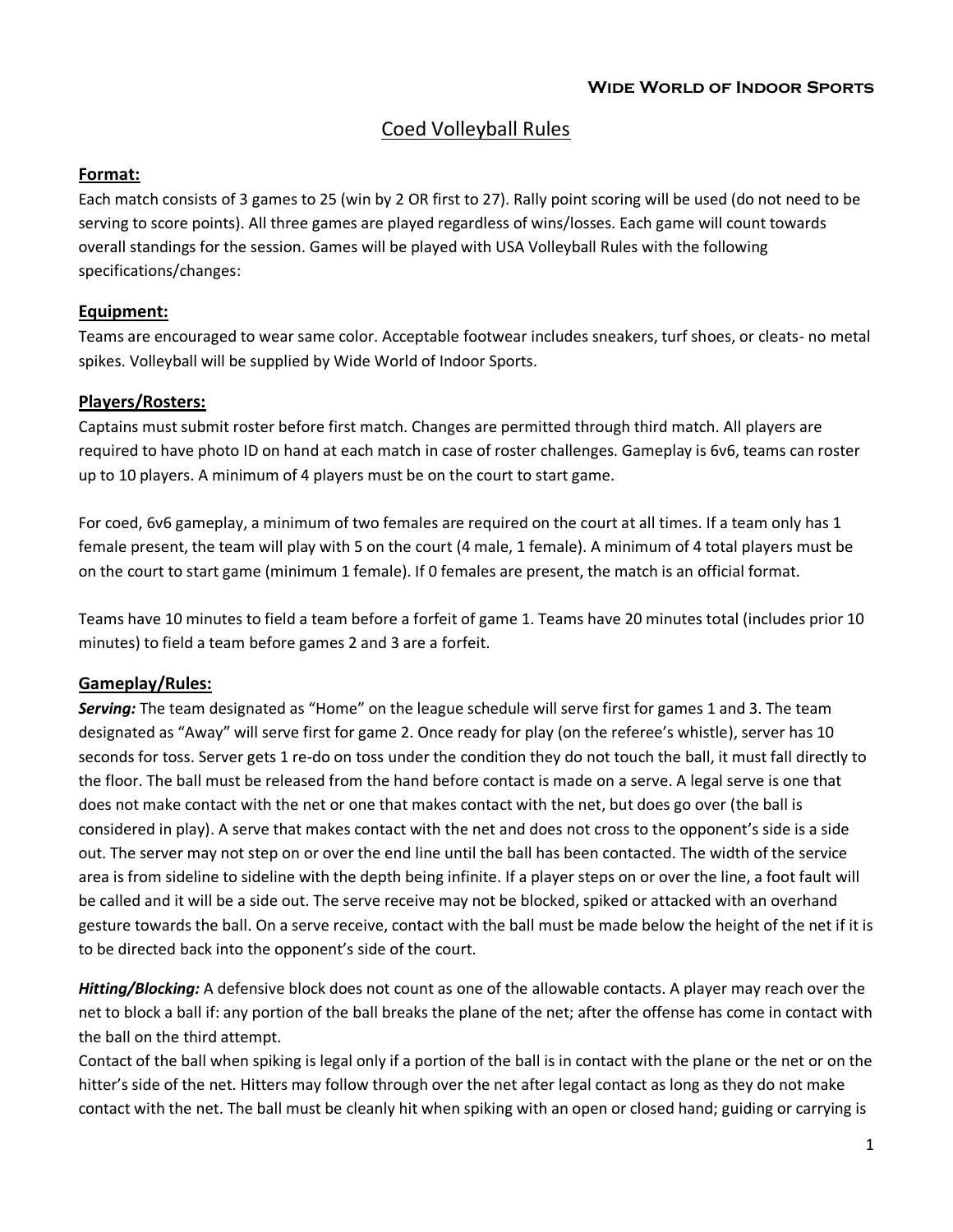**Wide World of Indoor Sports**

# Coed Volleyball Rules

## Format:

Each match consists of 3 games to 25 (win by 2 OR first to 27). Rally point scoring will be used (do not need to be serving to score points). All three games are played regardless of wins/losses. Each game will count towards overall standings for the session. Games will be played with USA Volleyball Rules with the following specifications/changes:

## Equipment:

Teams are encouraged to wear same color. Acceptable footwear includes sneakers, turf shoes, or cleats- no metal spikes. Volleyball will be supplied by Wide World of Indoor Sports.

## Players/Rosters:

Captains must submit roster before first match. Changes are permitted through third match. All players are required to have photo ID on hand at each match in case of roster challenges. Gameplay is 6v6, teams can roster up to 10 players. A minimum of 4 players must be on the court to start game.

For coed, 6v6 gameplay, a minimum of two females are required on the court at all times. If a team only has 1 female present, the team will play with 5 on the court (4 male, 1 female). A minimum of 4 total players must be on the court to start game (minimum 1 female). If 0 females are present, the match is an official format.

Teams have 10 minutes to field a team before a forfeit of game 1. Teams have 20 minutes total (includes prior 10 minutes) to field a team before games 2 and 3 are a forfeit.

## Gameplay/Rules:

***Serving:*** The team designated as "Home" on the league schedule will serve first for games 1 and 3. The team designated as "Away" will serve first for game 2. Once ready for play (on the referee's whistle), server has 10 seconds for toss. Server gets 1 re-do on toss under the condition they do not touch the ball, it must fall directly to the floor. The ball must be released from the hand before contact is made on a serve. A legal serve is one that does not make contact with the net or one that makes contact with the net, but does go over (the ball is considered in play). A serve that makes contact with the net and does not cross to the opponent's side is a side out. The server may not step on or over the end line until the ball has been contacted. The width of the service area is from sideline to sideline with the depth being infinite. If a player steps on or over the line, a foot fault will be called and it will be a side out. The serve receive may not be blocked, spiked or attacked with an overhand gesture towards the ball. On a serve receive, contact with the ball must be made below the height of the net if it is to be directed back into the opponent's side of the court.

***Hitting/Blocking:*** A defensive block does not count as one of the allowable contacts. A player may reach over the net to block a ball if: any portion of the ball breaks the plane of the net; after the offense has come in contact with the ball on the third attempt.

Contact of the ball when spiking is legal only if a portion of the ball is in contact with the plane or the net or on the hitter's side of the net. Hitters may follow through over the net after legal contact as long as they do not make contact with the net. The ball must be cleanly hit when spiking with an open or closed hand; guiding or carrying is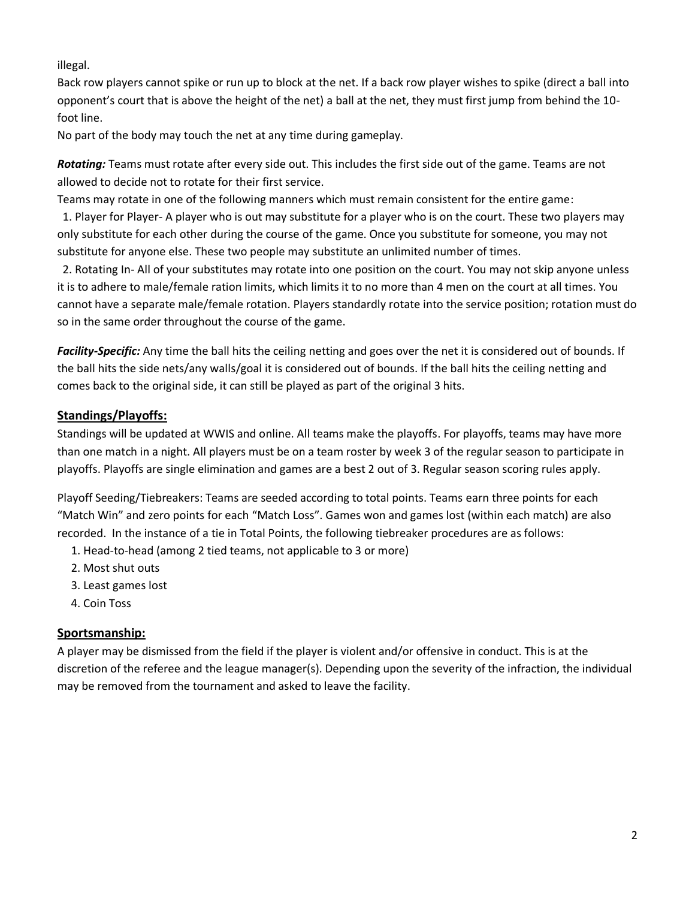illegal.

Back row players cannot spike or run up to block at the net. If a back row player wishes to spike (direct a ball into opponent's court that is above the height of the net) a ball at the net, they must first jump from behind the 10-foot line.

No part of the body may touch the net at any time during gameplay.

***Rotating:*** Teams must rotate after every side out. This includes the first side out of the game. Teams are not allowed to decide not to rotate for their first service.

Teams may rotate in one of the following manners which must remain consistent for the entire game:

1. Player for Player- A player who is out may substitute for a player who is on the court. These two players may only substitute for each other during the course of the game. Once you substitute for someone, you may not substitute for anyone else. These two people may substitute an unlimited number of times.
2. Rotating In- All of your substitutes may rotate into one position on the court. You may not skip anyone unless it is to adhere to male/female ration limits, which limits it to no more than 4 men on the court at all times. You cannot have a separate male/female rotation. Players standardly rotate into the service position; rotation must do so in the same order throughout the course of the game.

***Facility-Specific:*** Any time the ball hits the ceiling netting and goes over the net it is considered out of bounds. If the ball hits the side nets/any walls/goal it is considered out of bounds. If the ball hits the ceiling netting and comes back to the original side, it can still be played as part of the original 3 hits.

## Standings/Playoffs:

Standings will be updated at WWIS and online. All teams make the playoffs. For playoffs, teams may have more than one match in a night. All players must be on a team roster by week 3 of the regular season to participate in playoffs. Playoffs are single elimination and games are a best 2 out of 3. Regular season scoring rules apply.

Playoff Seeding/Tiebreakers: Teams are seeded according to total points. Teams earn three points for each "Match Win" and zero points for each "Match Loss". Games won and games lost (within each match) are also recorded. In the instance of a tie in Total Points, the following tiebreaker procedures are as follows:

1. Head-to-head (among 2 tied teams, not applicable to 3 or more)
2. Most shut outs
3. Least games lost
4. Coin Toss

## Sportsmanship:

A player may be dismissed from the field if the player is violent and/or offensive in conduct. This is at the discretion of the referee and the league manager(s). Depending upon the severity of the infraction, the individual may be removed from the tournament and asked to leave the facility.